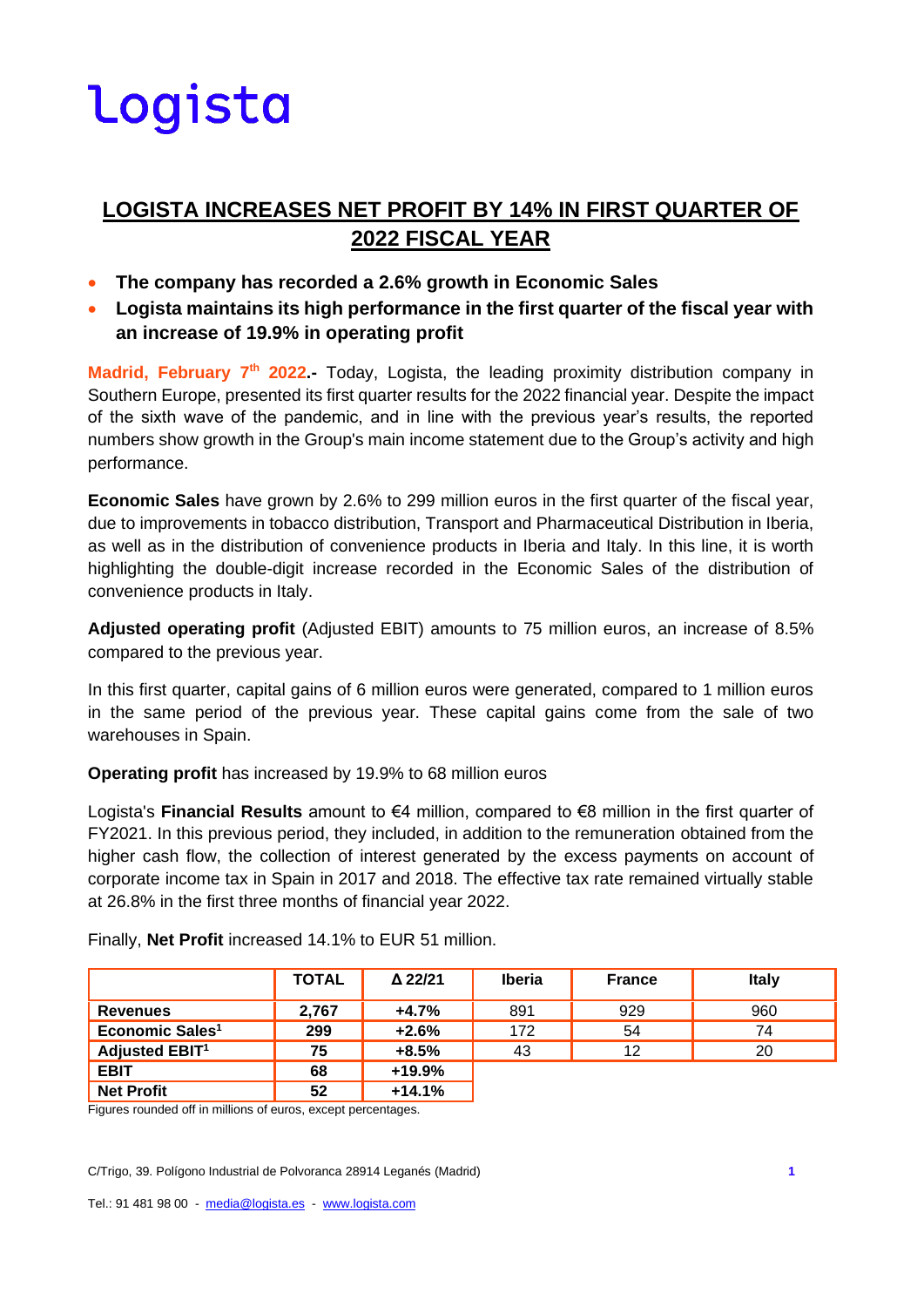logista

# LOGISTA INCREASES NET PROFIT BY 14% IN FIRST QUARTER OF 2022 FISCAL YEAR

- **The company has recorded a 2.6% growth in Economic Sales**
- **Logista maintains its high performance in the first quarter of the fiscal year with an increase of 19.9% in operating profit**

**Madrid, February 7th 2022.-** Today, Logista, the leading proximity distribution company in Southern Europe, presented its first quarter results for the 2022 financial year. Despite the impact of the sixth wave of the pandemic, and in line with the previous year's results, the reported numbers show growth in the Group's main income statement due to the Group's activity and high performance.

**Economic Sales** have grown by 2.6% to 299 million euros in the first quarter of the fiscal year, due to improvements in tobacco distribution, Transport and Pharmaceutical Distribution in Iberia, as well as in the distribution of convenience products in Iberia and Italy. In this line, it is worth highlighting the double-digit increase recorded in the Economic Sales of the distribution of convenience products in Italy.

**Adjusted operating profit** (Adjusted EBIT) amounts to 75 million euros, an increase of 8.5% compared to the previous year.

In this first quarter, capital gains of 6 million euros were generated, compared to 1 million euros in the same period of the previous year. These capital gains come from the sale of two warehouses in Spain.

**Operating profit** has increased by 19.9% to 68 million euros

Logista's **Financial Results** amount to €4 million, compared to €8 million in the first quarter of FY2021. In this previous period, they included, in addition to the remuneration obtained from the higher cash flow, the collection of interest generated by the excess payments on account of corporate income tax in Spain in 2017 and 2018. The effective tax rate remained virtually stable at 26.8% in the first three months of financial year 2022.

Finally, **Net Profit** increased 14.1% to EUR 51 million.

| | TOTAL | Δ 22/21 | Iberia | France | Italy |
|---|---|---|---|---|---|
| **Revenues** | **2,767** | **+4.7%** | 891 | 929 | 960 |
| **Economic Sales[1]** | **299** | **+2.6%** | 172 | 54 | 74 |
| **Adjusted EBIT[1]** | **75** | **+8.5%** | 43 | 12 | 20 |
| **EBIT** | **68** | **+19.9%** | | | |
| **Net Profit** | **52** | **+14.1%** | | | |

Figures rounded off in millions of euros, except percentages.

C/Trigo, 39. Polígono Industrial de Polvoranca 28914 Leganés (Madrid)

Tel.: 91 481 98 00 - media@logista.es - www.logista.com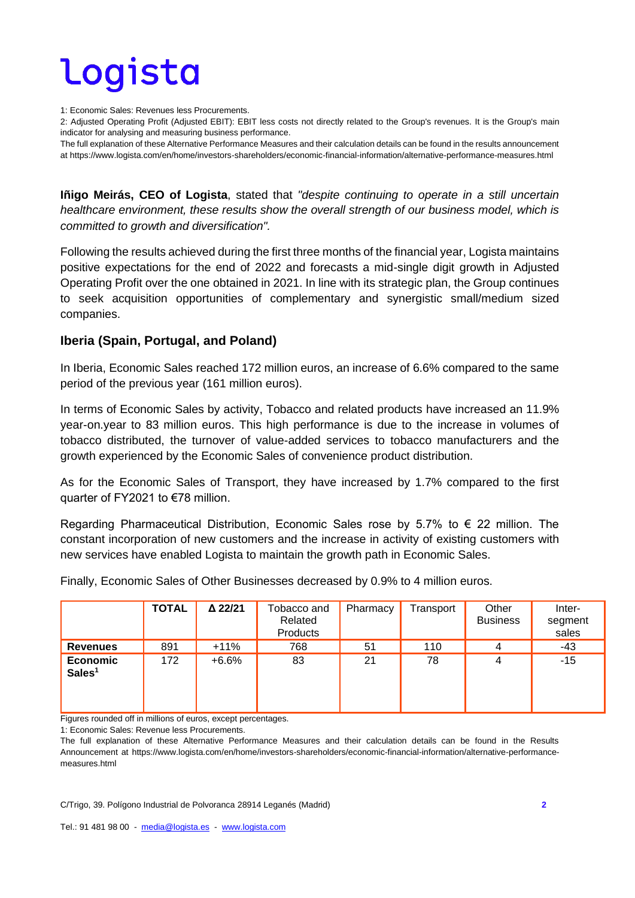1: Economic Sales: Revenues less Procurements.

2: Adjusted Operating Profit (Adjusted EBIT): EBIT less costs not directly related to the Group's revenues. It is the Group's main indicator for analysing and measuring business performance.

The full explanation of these Alternative Performance Measures and their calculation details can be found in the results announcement at https://www.logista.com/en/home/investors-shareholders/economic-financial-information/alternative-performance-measures.html

**Iñigo Meirás, CEO of Logista**, stated that *"despite continuing to operate in a still uncertain healthcare environment, these results show the overall strength of our business model, which is committed to growth and diversification".*

Following the results achieved during the first three months of the financial year, Logista maintains positive expectations for the end of 2022 and forecasts a mid-single digit growth in Adjusted Operating Profit over the one obtained in 2021. In line with its strategic plan, the Group continues to seek acquisition opportunities of complementary and synergistic small/medium sized companies.

## Iberia (Spain, Portugal, and Poland)

In Iberia, Economic Sales reached 172 million euros, an increase of 6.6% compared to the same period of the previous year (161 million euros).

In terms of Economic Sales by activity, Tobacco and related products have increased an 11.9% year-on.year to 83 million euros. This high performance is due to the increase in volumes of tobacco distributed, the turnover of value-added services to tobacco manufacturers and the growth experienced by the Economic Sales of convenience product distribution.

As for the Economic Sales of Transport, they have increased by 1.7% compared to the first quarter of FY2021 to €78 million.

Regarding Pharmaceutical Distribution, Economic Sales rose by 5.7% to € 22 million. The constant incorporation of new customers and the increase in activity of existing customers with new services have enabled Logista to maintain the growth path in Economic Sales.

Finally, Economic Sales of Other Businesses decreased by 0.9% to 4 million euros.

| | **TOTAL** | **Δ 22/21** | Tobacco and Related Products | Pharmacy | Transport | Other Business | Inter-segment sales |
|---|---|---|---|---|---|---|---|
| **Revenues** | 891 | +11% | 768 | 51 | 110 | 4 | -43 |
| **Economic Sales[1]** | 172 | +6.6% | 83 | 21 | 78 | 4 | -15 |

Figures rounded off in millions of euros, except percentages.

1: Economic Sales: Revenue less Procurements.

The full explanation of these Alternative Performance Measures and their calculation details can be found in the Results Announcement at https://www.logista.com/en/home/investors-shareholders/economic-financial-information/alternative-performance-measures.html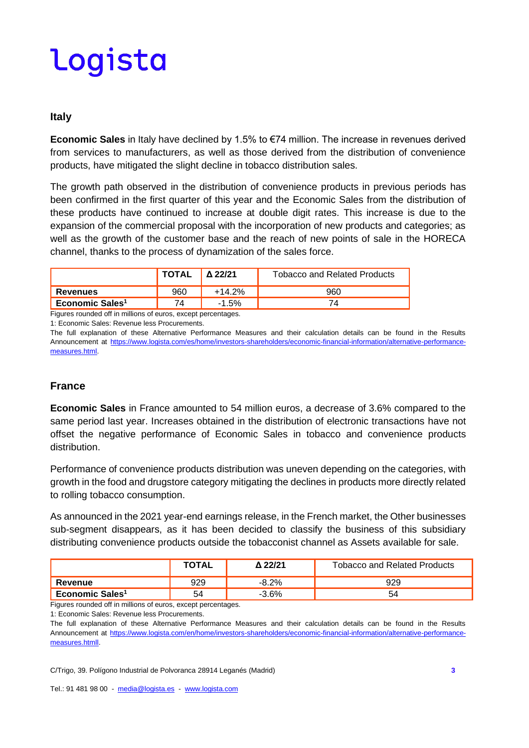## Italy

**Economic Sales** in Italy have declined by 1.5% to €74 million. The increase in revenues derived from services to manufacturers, as well as those derived from the distribution of convenience products, have mitigated the slight decline in tobacco distribution sales.

The growth path observed in the distribution of convenience products in previous periods has been confirmed in the first quarter of this year and the Economic Sales from the distribution of these products have continued to increase at double digit rates. This increase is due to the expansion of the commercial proposal with the incorporation of new products and categories; as well as the growth of the customer base and the reach of new points of sale in the HORECA channel, thanks to the process of dynamization of the sales force.

| | TOTAL | Δ 22/21 | Tobacco and Related Products |
|---|---|---|---|
| **Revenues** | 960 | +14.2% | 960 |
| **Economic Sales[1]** | 74 | -1.5% | 74 |

Figures rounded off in millions of euros, except percentages.

1: Economic Sales: Revenue less Procurements.

The full explanation of these Alternative Performance Measures and their calculation details can be found in the Results Announcement at https://www.logista.com/es/home/investors-shareholders/economic-financial-information/alternative-performance-measures.html.

## France

**Economic Sales** in France amounted to 54 million euros, a decrease of 3.6% compared to the same period last year. Increases obtained in the distribution of electronic transactions have not offset the negative performance of Economic Sales in tobacco and convenience products distribution.

Performance of convenience products distribution was uneven depending on the categories, with growth in the food and drugstore category mitigating the declines in products more directly related to rolling tobacco consumption.

As announced in the 2021 year-end earnings release, in the French market, the Other businesses sub-segment disappears, as it has been decided to classify the business of this subsidiary distributing convenience products outside the tobacconist channel as Assets available for sale.

| | TOTAL | Δ 22/21 | Tobacco and Related Products |
|---|---|---|---|
| **Revenue** | 929 | -8.2% | 929 |
| **Economic Sales[1]** | 54 | -3.6% | 54 |

Figures rounded off in millions of euros, except percentages.

1: Economic Sales: Revenue less Procurements.

The full explanation of these Alternative Performance Measures and their calculation details can be found in the Results Announcement at https://www.logista.com/en/home/investors-shareholders/economic-financial-information/alternative-performance-measures.htmll.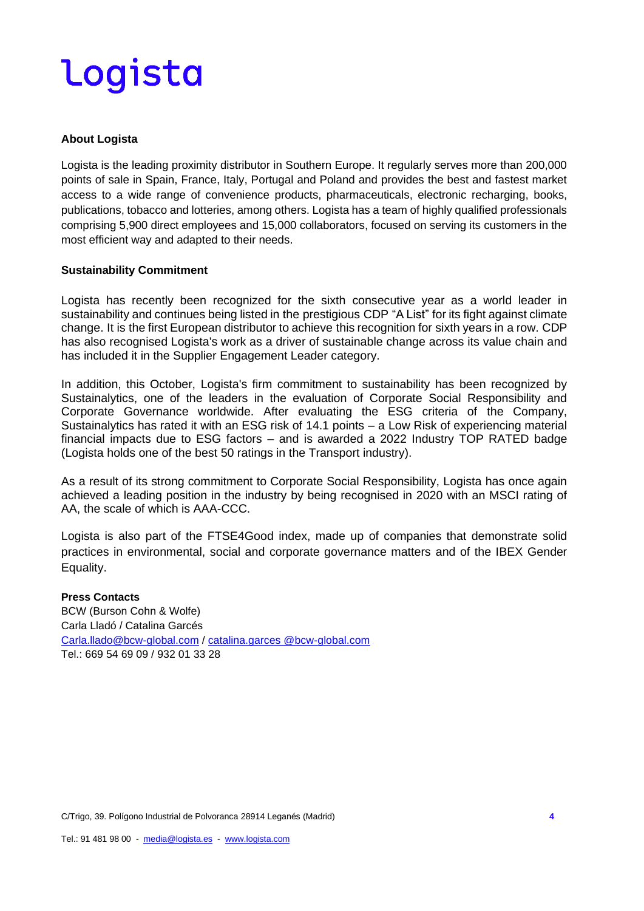logista

**About Logista**

Logista is the leading proximity distributor in Southern Europe. It regularly serves more than 200,000 points of sale in Spain, France, Italy, Portugal and Poland and provides the best and fastest market access to a wide range of convenience products, pharmaceuticals, electronic recharging, books, publications, tobacco and lotteries, among others. Logista has a team of highly qualified professionals comprising 5,900 direct employees and 15,000 collaborators, focused on serving its customers in the most efficient way and adapted to their needs.

**Sustainability Commitment**

Logista has recently been recognized for the sixth consecutive year as a world leader in sustainability and continues being listed in the prestigious CDP "A List" for its fight against climate change. It is the first European distributor to achieve this recognition for sixth years in a row. CDP has also recognised Logista's work as a driver of sustainable change across its value chain and has included it in the Supplier Engagement Leader category.

In addition, this October, Logista's firm commitment to sustainability has been recognized by Sustainalytics, one of the leaders in the evaluation of Corporate Social Responsibility and Corporate Governance worldwide. After evaluating the ESG criteria of the Company, Sustainalytics has rated it with an ESG risk of 14.1 points – a Low Risk of experiencing material financial impacts due to ESG factors – and is awarded a 2022 Industry TOP RATED badge (Logista holds one of the best 50 ratings in the Transport industry).

As a result of its strong commitment to Corporate Social Responsibility, Logista has once again achieved a leading position in the industry by being recognised in 2020 with an MSCI rating of AA, the scale of which is AAA-CCC.

Logista is also part of the FTSE4Good index, made up of companies that demonstrate solid practices in environmental, social and corporate governance matters and of the IBEX Gender Equality.

**Press Contacts**
BCW (Burson Cohn & Wolfe)
Carla Lladó / Catalina Garcés
Carla.llado@bcw-global.com / catalina.garces @bcw-global.com
Tel.: 669 54 69 09 / 932 01 33 28

C/Trigo, 39. Polígono Industrial de Polvoranca 28914 Leganés (Madrid)

Tel.: 91 481 98 00 - media@logista.es - www.logista.com